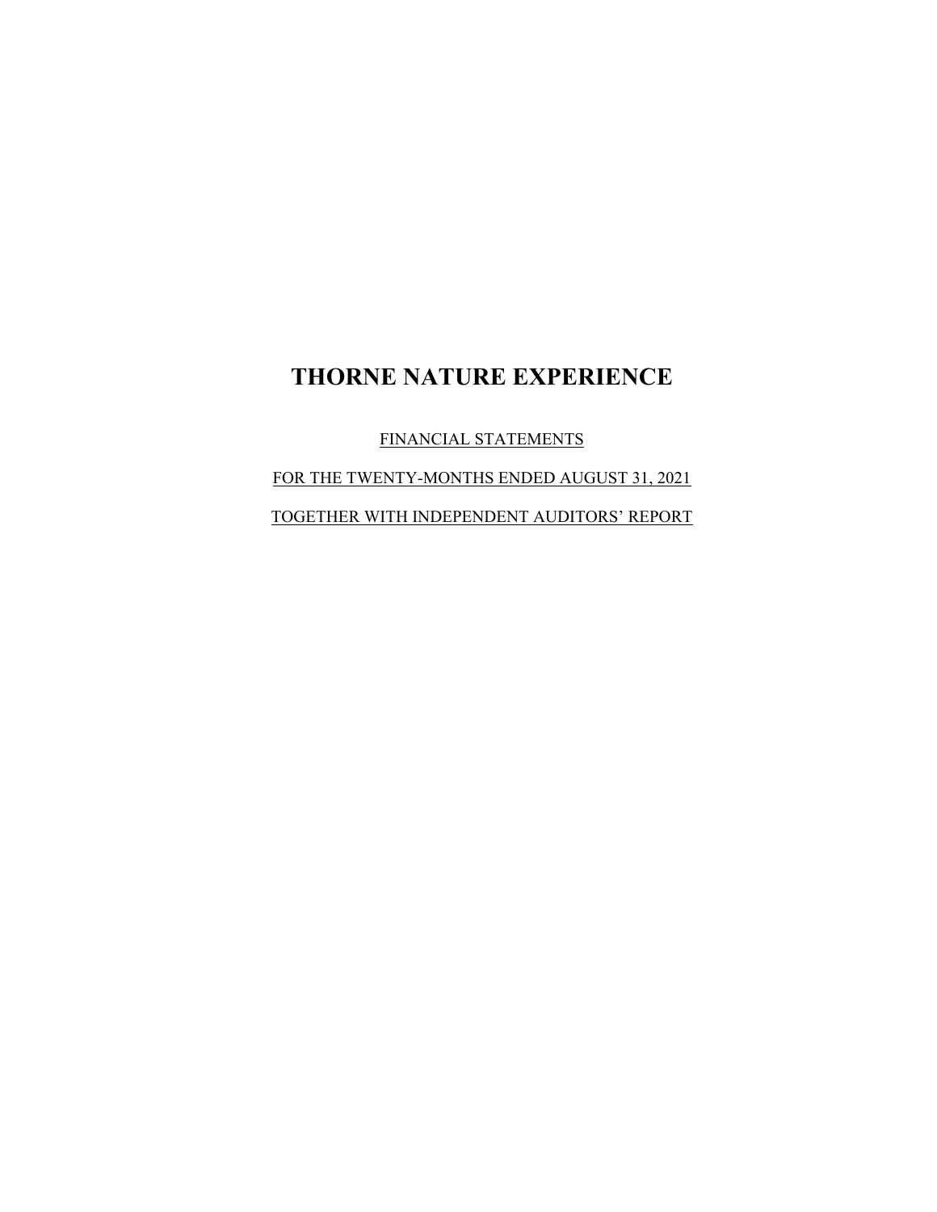# THORNE NATURE EXPERIENCE

FINANCIAL STATEMENTS

FOR THE TWENTY-MONTHS ENDED AUGUST 31, 2021

TOGETHER WITH INDEPENDENT AUDITORS' REPORT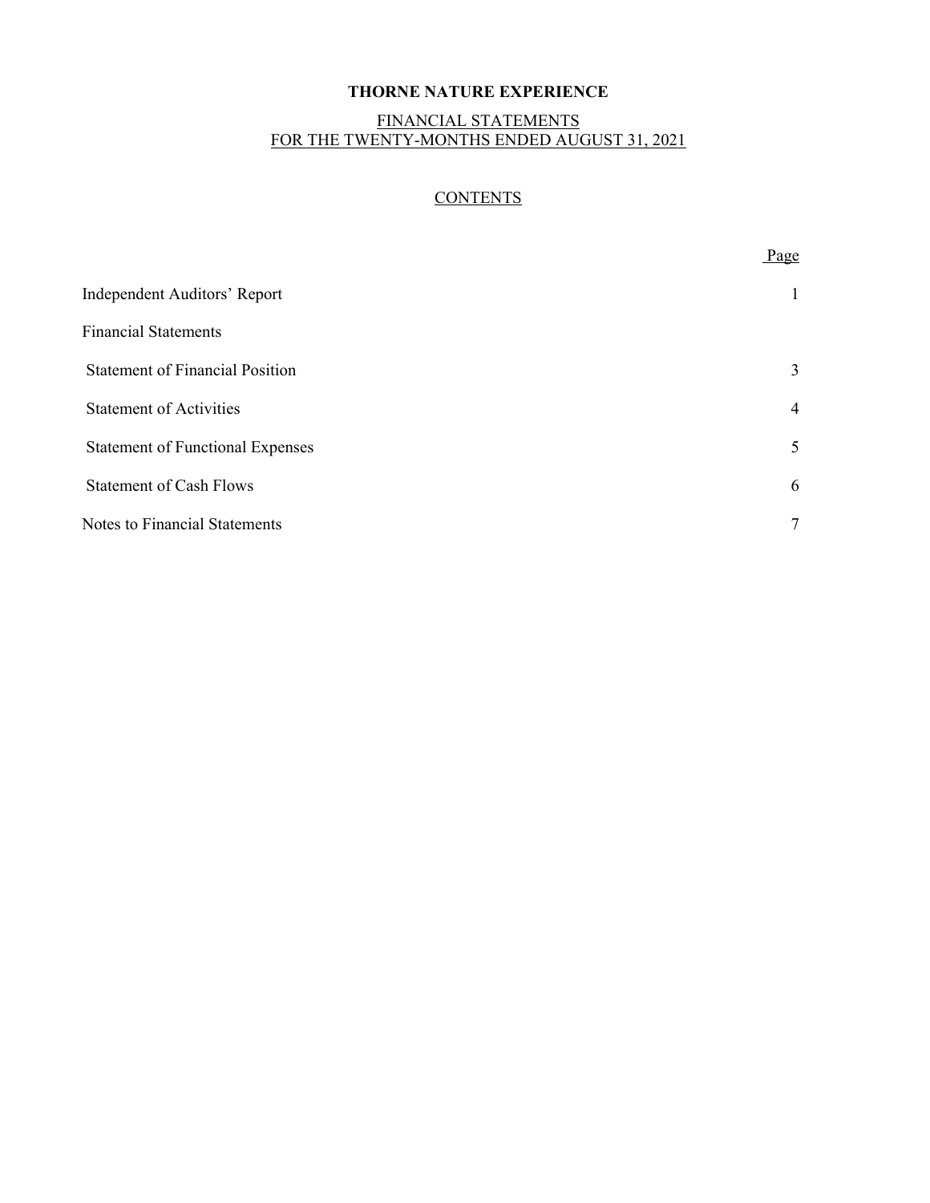# THORNE NATURE EXPERIENCE

FINANCIAL STATEMENTS
FOR THE TWENTY-MONTHS ENDED AUGUST 31, 2021

## CONTENTS

| | Page |
|---|---|
| Independent Auditors' Report | 1 |
| Financial Statements | |
| Statement of Financial Position | 3 |
| Statement of Activities | 4 |
| Statement of Functional Expenses | 5 |
| Statement of Cash Flows | 6 |
| Notes to Financial Statements | 7 |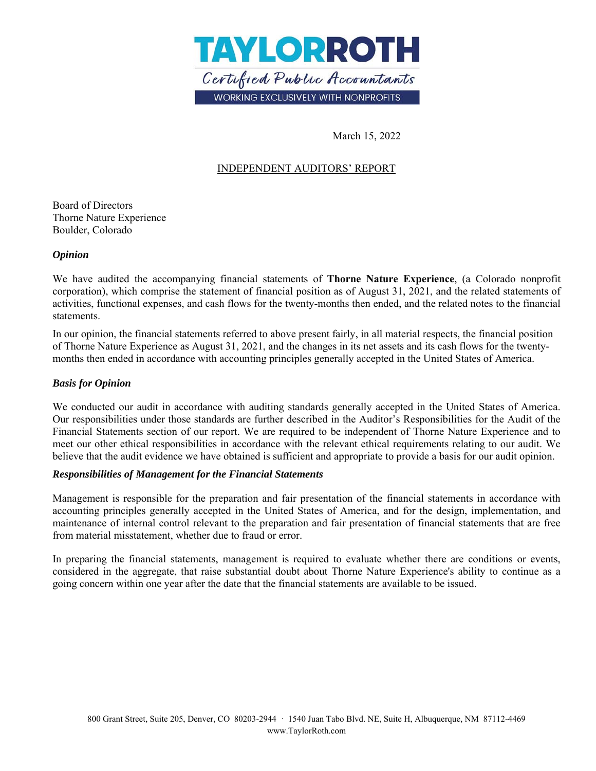TAYLORROTH

Certified Public Accountants

WORKING EXCLUSIVELY WITH NONPROFITS

March 15, 2022

INDEPENDENT AUDITORS' REPORT

Board of Directors
Thorne Nature Experience
Boulder, Colorado

***Opinion***

We have audited the accompanying financial statements of **Thorne Nature Experience**, (a Colorado nonprofit corporation), which comprise the statement of financial position as of August 31, 2021, and the related statements of activities, functional expenses, and cash flows for the twenty-months then ended, and the related notes to the financial statements.

In our opinion, the financial statements referred to above present fairly, in all material respects, the financial position of Thorne Nature Experience as August 31, 2021, and the changes in its net assets and its cash flows for the twenty-months then ended in accordance with accounting principles generally accepted in the United States of America.

***Basis for Opinion***

We conducted our audit in accordance with auditing standards generally accepted in the United States of America. Our responsibilities under those standards are further described in the Auditor's Responsibilities for the Audit of the Financial Statements section of our report. We are required to be independent of Thorne Nature Experience and to meet our other ethical responsibilities in accordance with the relevant ethical requirements relating to our audit. We believe that the audit evidence we have obtained is sufficient and appropriate to provide a basis for our audit opinion.

***Responsibilities of Management for the Financial Statements***

Management is responsible for the preparation and fair presentation of the financial statements in accordance with accounting principles generally accepted in the United States of America, and for the design, implementation, and maintenance of internal control relevant to the preparation and fair presentation of financial statements that are free from material misstatement, whether due to fraud or error.

In preparing the financial statements, management is required to evaluate whether there are conditions or events, considered in the aggregate, that raise substantial doubt about Thorne Nature Experience's ability to continue as a going concern within one year after the date that the financial statements are available to be issued.

800 Grant Street, Suite 205, Denver, CO 80203-2944 · 1540 Juan Tabo Blvd. NE, Suite H, Albuquerque, NM 87112-4469
www.TaylorRoth.com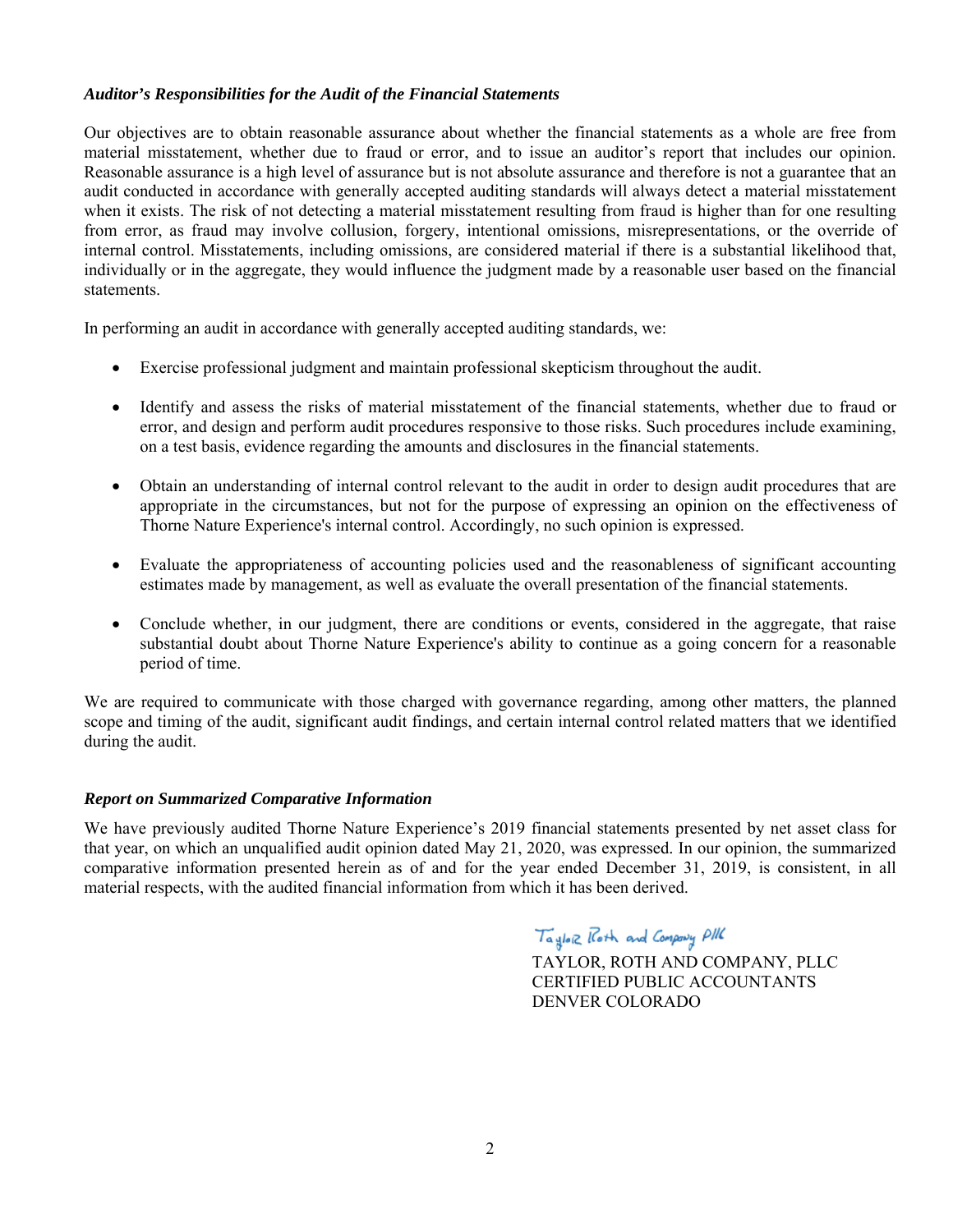### *Auditor's Responsibilities for the Audit of the Financial Statements*

Our objectives are to obtain reasonable assurance about whether the financial statements as a whole are free from material misstatement, whether due to fraud or error, and to issue an auditor's report that includes our opinion. Reasonable assurance is a high level of assurance but is not absolute assurance and therefore is not a guarantee that an audit conducted in accordance with generally accepted auditing standards will always detect a material misstatement when it exists. The risk of not detecting a material misstatement resulting from fraud is higher than for one resulting from error, as fraud may involve collusion, forgery, intentional omissions, misrepresentations, or the override of internal control. Misstatements, including omissions, are considered material if there is a substantial likelihood that, individually or in the aggregate, they would influence the judgment made by a reasonable user based on the financial statements.

In performing an audit in accordance with generally accepted auditing standards, we:

- Exercise professional judgment and maintain professional skepticism throughout the audit.
- Identify and assess the risks of material misstatement of the financial statements, whether due to fraud or error, and design and perform audit procedures responsive to those risks. Such procedures include examining, on a test basis, evidence regarding the amounts and disclosures in the financial statements.
- Obtain an understanding of internal control relevant to the audit in order to design audit procedures that are appropriate in the circumstances, but not for the purpose of expressing an opinion on the effectiveness of Thorne Nature Experience's internal control. Accordingly, no such opinion is expressed.
- Evaluate the appropriateness of accounting policies used and the reasonableness of significant accounting estimates made by management, as well as evaluate the overall presentation of the financial statements.
- Conclude whether, in our judgment, there are conditions or events, considered in the aggregate, that raise substantial doubt about Thorne Nature Experience's ability to continue as a going concern for a reasonable period of time.

We are required to communicate with those charged with governance regarding, among other matters, the planned scope and timing of the audit, significant audit findings, and certain internal control related matters that we identified during the audit.

### *Report on Summarized Comparative Information*

We have previously audited Thorne Nature Experience's 2019 financial statements presented by net asset class for that year, on which an unqualified audit opinion dated May 21, 2020, was expressed. In our opinion, the summarized comparative information presented herein as of and for the year ended December 31, 2019, is consistent, in all material respects, with the audited financial information from which it has been derived.

Taylor Roth and Company PLLC

TAYLOR, ROTH AND COMPANY, PLLC
CERTIFIED PUBLIC ACCOUNTANTS
DENVER COLORADO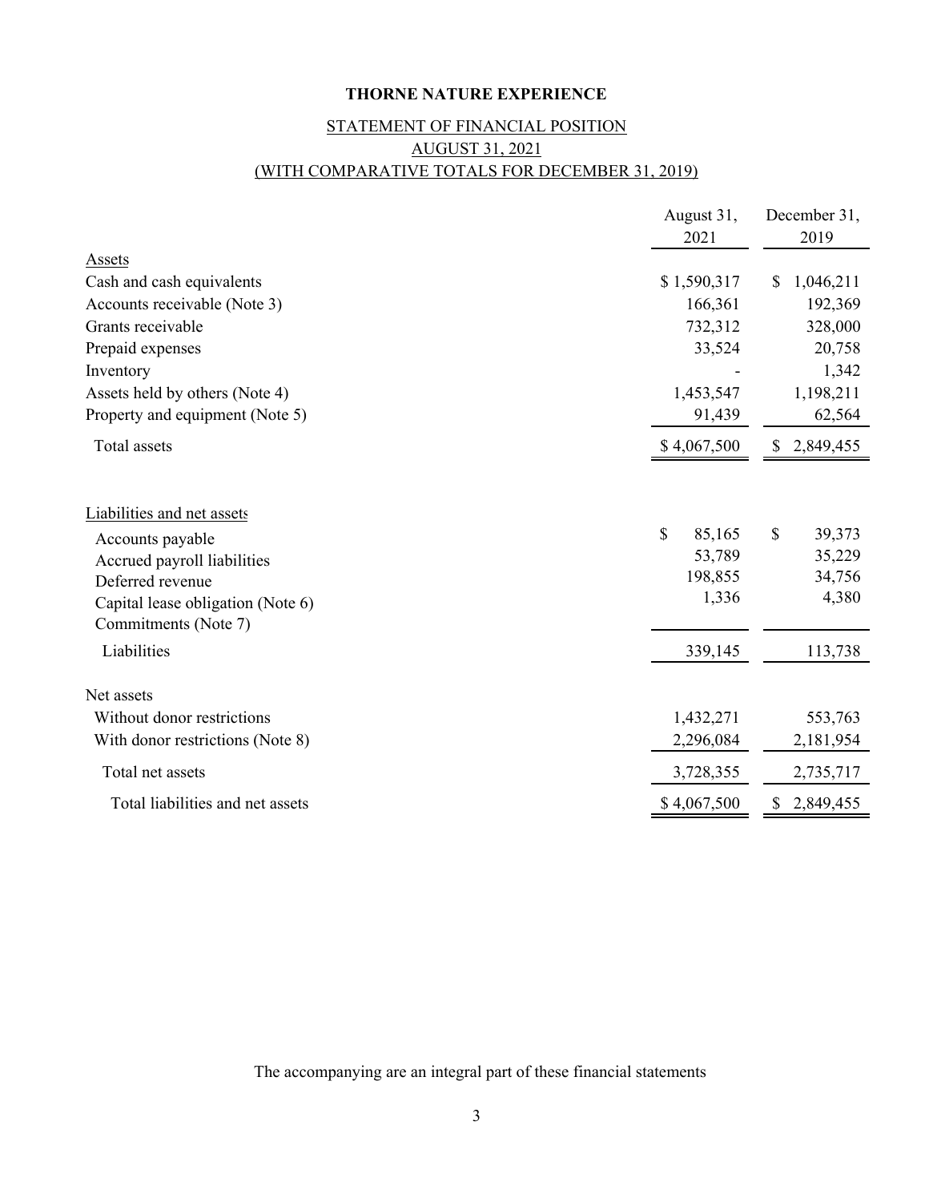**THORNE NATURE EXPERIENCE**

STATEMENT OF FINANCIAL POSITION
AUGUST 31, 2021
(WITH COMPARATIVE TOTALS FOR DECEMBER 31, 2019)

| | August 31, 2021 | December 31, 2019 |
|---|---|---|
| Assets | | |
| Cash and cash equivalents | $ 1,590,317 | $ 1,046,211 |
| Accounts receivable (Note 3) | 166,361 | 192,369 |
| Grants receivable | 732,312 | 328,000 |
| Prepaid expenses | 33,524 | 20,758 |
| Inventory | - | 1,342 |
| Assets held by others (Note 4) | 1,453,547 | 1,198,211 |
| Property and equipment (Note 5) | 91,439 | 62,564 |
| Total assets | $ 4,067,500 | $ 2,849,455 |
| | | |
| Liabilities and net assets | | |
| Accounts payable | $ 85,165 | $ 39,373 |
| Accrued payroll liabilities | 53,789 | 35,229 |
| Deferred revenue | 198,855 | 34,756 |
| Capital lease obligation (Note 6) | 1,336 | 4,380 |
| Commitments (Note 7) | | |
| Liabilities | 339,145 | 113,738 |
| | | |
| Net assets | | |
| Without donor restrictions | 1,432,271 | 553,763 |
| With donor restrictions (Note 8) | 2,296,084 | 2,181,954 |
| Total net assets | 3,728,355 | 2,735,717 |
| Total liabilities and net assets | $ 4,067,500 | $ 2,849,455 |

The accompanying are an integral part of these financial statements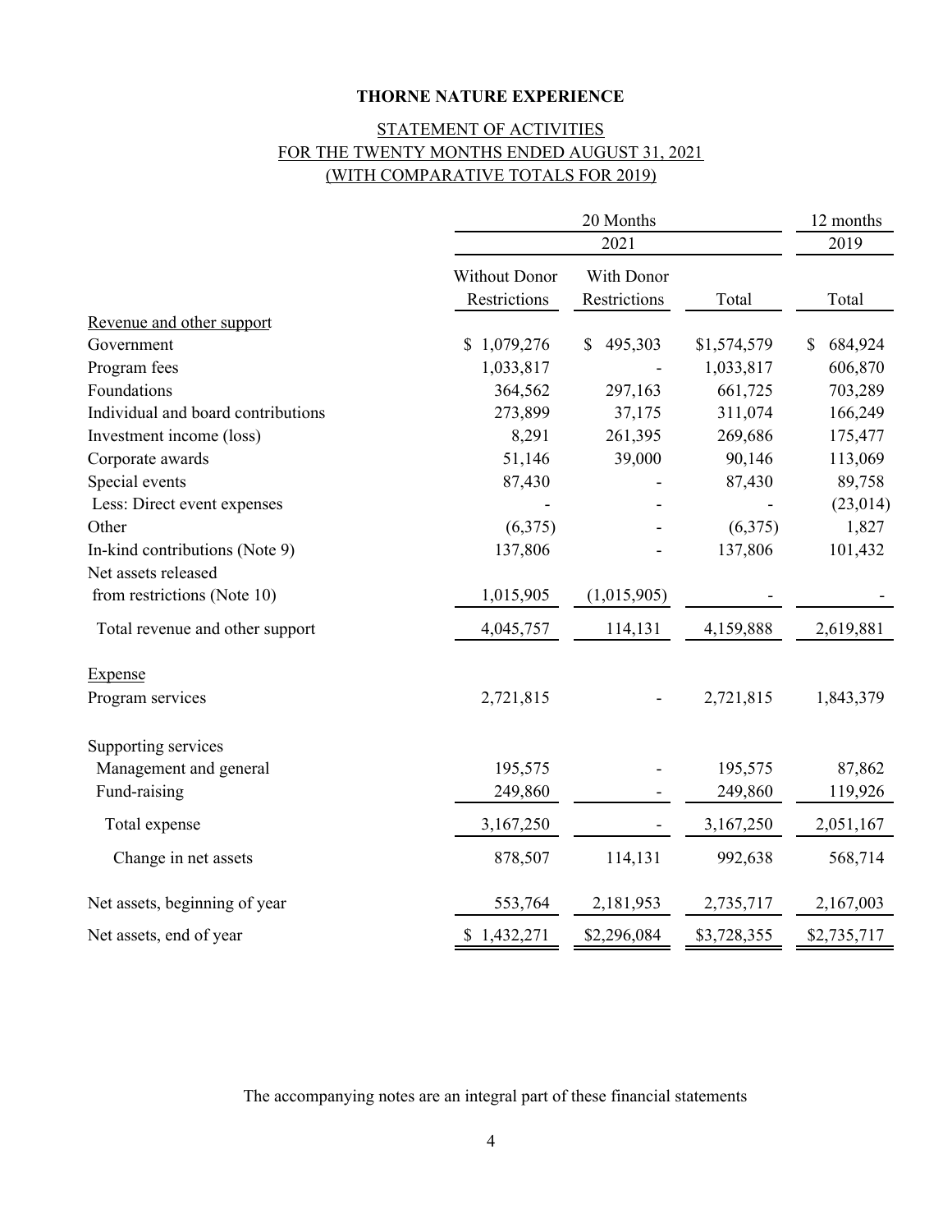**THORNE NATURE EXPERIENCE**

STATEMENT OF ACTIVITIES
FOR THE TWENTY MONTHS ENDED AUGUST 31, 2021
(WITH COMPARATIVE TOTALS FOR 2019)

| | 20 Months | | | 12 months |
|---|---|---|---|---|
| | 2021 | | | 2019 |
| | Without Donor Restrictions | With Donor Restrictions | Total | Total |
| Revenue and other support | | | | |
| Government | $ 1,079,276 | $ 495,303 | $1,574,579 | $ 684,924 |
| Program fees | 1,033,817 | - | 1,033,817 | 606,870 |
| Foundations | 364,562 | 297,163 | 661,725 | 703,289 |
| Individual and board contributions | 273,899 | 37,175 | 311,074 | 166,249 |
| Investment income (loss) | 8,291 | 261,395 | 269,686 | 175,477 |
| Corporate awards | 51,146 | 39,000 | 90,146 | 113,069 |
| Special events | 87,430 | - | 87,430 | 89,758 |
| Less: Direct event expenses | - | - | - | (23,014) |
| Other | (6,375) | - | (6,375) | 1,827 |
| In-kind contributions (Note 9) | 137,806 | - | 137,806 | 101,432 |
| Net assets released from restrictions (Note 10) | 1,015,905 | (1,015,905) | - | - |
| Total revenue and other support | 4,045,757 | 114,131 | 4,159,888 | 2,619,881 |
| Expense | | | | |
| Program services | 2,721,815 | - | 2,721,815 | 1,843,379 |
| Supporting services | | | | |
| Management and general | 195,575 | - | 195,575 | 87,862 |
| Fund-raising | 249,860 | - | 249,860 | 119,926 |
| Total expense | 3,167,250 | - | 3,167,250 | 2,051,167 |
| Change in net assets | 878,507 | 114,131 | 992,638 | 568,714 |
| Net assets, beginning of year | 553,764 | 2,181,953 | 2,735,717 | 2,167,003 |
| Net assets, end of year | $ 1,432,271 | $2,296,084 | $3,728,355 | $2,735,717 |

The accompanying notes are an integral part of these financial statements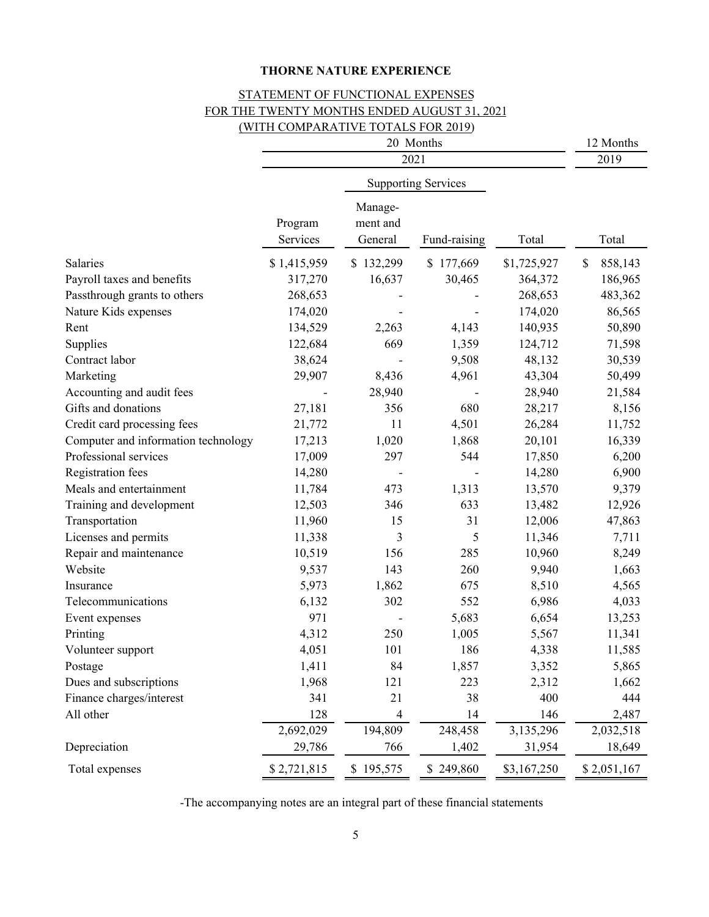**THORNE NATURE EXPERIENCE**

STATEMENT OF FUNCTIONAL EXPENSES
FOR THE TWENTY MONTHS ENDED AUGUST 31, 2021
(WITH COMPARATIVE TOTALS FOR 2019)

| | 20 Months | | | | 12 Months |
|---|---|---|---|---|---|
| | 2021 | | | | 2019 |
| | | Supporting Services | | | |
| | Program Services | Management and General | Fund-raising | Total | Total |
| Salaries | $ 1,415,959 | $ 132,299 | $ 177,669 | $1,725,927 | $ 858,143 |
| Payroll taxes and benefits | 317,270 | 16,637 | 30,465 | 364,372 | 186,965 |
| Passthrough grants to others | 268,653 | - | - | 268,653 | 483,362 |
| Nature Kids expenses | 174,020 | - | - | 174,020 | 86,565 |
| Rent | 134,529 | 2,263 | 4,143 | 140,935 | 50,890 |
| Supplies | 122,684 | 669 | 1,359 | 124,712 | 71,598 |
| Contract labor | 38,624 | - | 9,508 | 48,132 | 30,539 |
| Marketing | 29,907 | 8,436 | 4,961 | 43,304 | 50,499 |
| Accounting and audit fees | - | 28,940 | - | 28,940 | 21,584 |
| Gifts and donations | 27,181 | 356 | 680 | 28,217 | 8,156 |
| Credit card processing fees | 21,772 | 11 | 4,501 | 26,284 | 11,752 |
| Computer and information technology | 17,213 | 1,020 | 1,868 | 20,101 | 16,339 |
| Professional services | 17,009 | 297 | 544 | 17,850 | 6,200 |
| Registration fees | 14,280 | - | - | 14,280 | 6,900 |
| Meals and entertainment | 11,784 | 473 | 1,313 | 13,570 | 9,379 |
| Training and development | 12,503 | 346 | 633 | 13,482 | 12,926 |
| Transportation | 11,960 | 15 | 31 | 12,006 | 47,863 |
| Licenses and permits | 11,338 | 3 | 5 | 11,346 | 7,711 |
| Repair and maintenance | 10,519 | 156 | 285 | 10,960 | 8,249 |
| Website | 9,537 | 143 | 260 | 9,940 | 1,663 |
| Insurance | 5,973 | 1,862 | 675 | 8,510 | 4,565 |
| Telecommunications | 6,132 | 302 | 552 | 6,986 | 4,033 |
| Event expenses | 971 | - | 5,683 | 6,654 | 13,253 |
| Printing | 4,312 | 250 | 1,005 | 5,567 | 11,341 |
| Volunteer support | 4,051 | 101 | 186 | 4,338 | 11,585 |
| Postage | 1,411 | 84 | 1,857 | 3,352 | 5,865 |
| Dues and subscriptions | 1,968 | 121 | 223 | 2,312 | 1,662 |
| Finance charges/interest | 341 | 21 | 38 | 400 | 444 |
| All other | 128 | 4 | 14 | 146 | 2,487 |
| | 2,692,029 | 194,809 | 248,458 | 3,135,296 | 2,032,518 |
| Depreciation | 29,786 | 766 | 1,402 | 31,954 | 18,649 |
| Total expenses | $ 2,721,815 | $ 195,575 | $ 249,860 | $3,167,250 | $ 2,051,167 |

-The accompanying notes are an integral part of these financial statements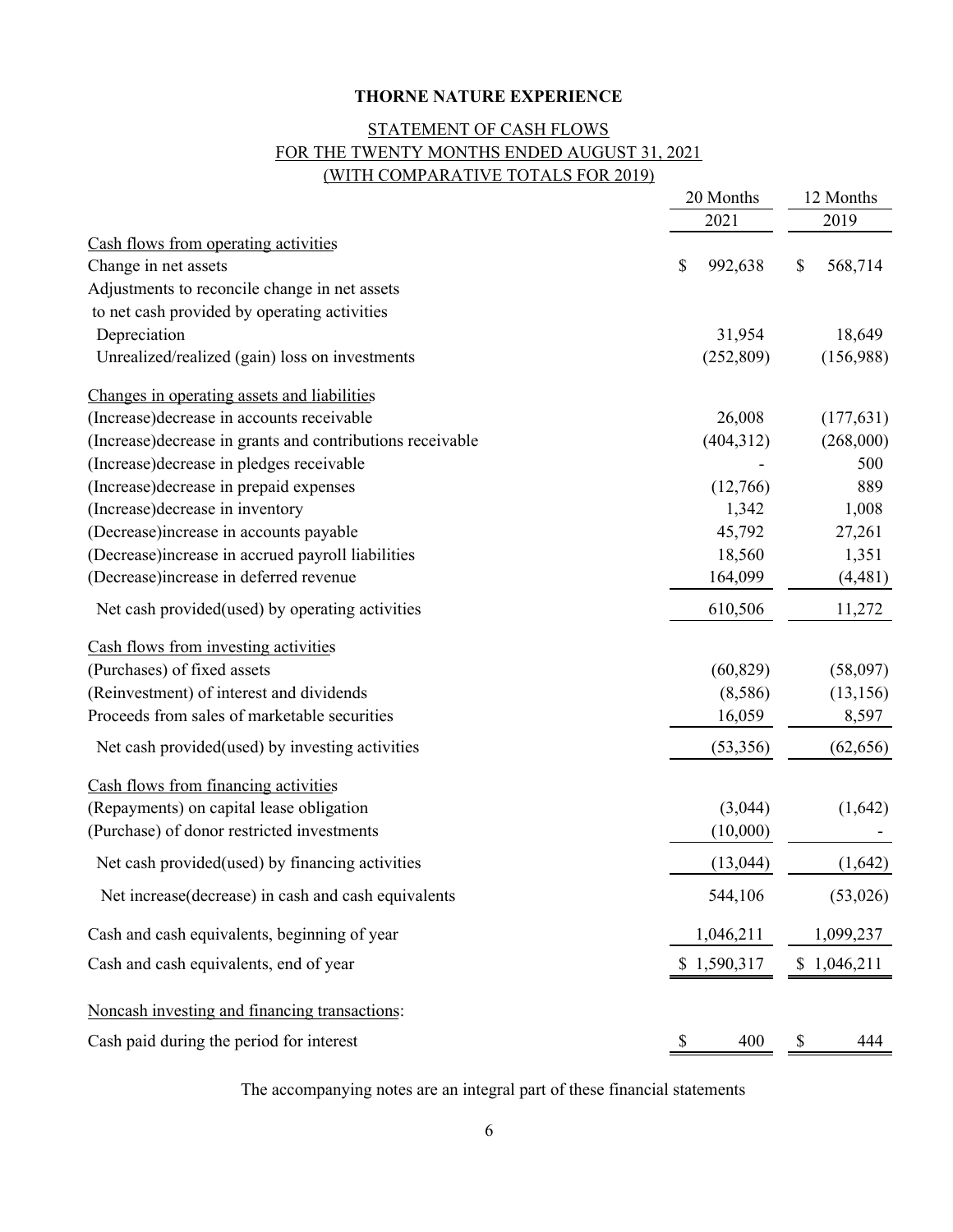# THORNE NATURE EXPERIENCE

## STATEMENT OF CASH FLOWS
## FOR THE TWENTY MONTHS ENDED AUGUST 31, 2021
## (WITH COMPARATIVE TOTALS FOR 2019)

| | 20 Months 2021 | 12 Months 2019 |
|---|---|---|
| Cash flows from operating activities | | |
| Change in net assets | $ 992,638 | $ 568,714 |
| Adjustments to reconcile change in net assets to net cash provided by operating activities | | |
| Depreciation | 31,954 | 18,649 |
| Unrealized/realized (gain) loss on investments | (252,809) | (156,988) |
| Changes in operating assets and liabilities | | |
| (Increase)decrease in accounts receivable | 26,008 | (177,631) |
| (Increase)decrease in grants and contributions receivable | (404,312) | (268,000) |
| (Increase)decrease in pledges receivable | - | 500 |
| (Increase)decrease in prepaid expenses | (12,766) | 889 |
| (Increase)decrease in inventory | 1,342 | 1,008 |
| (Decrease)increase in accounts payable | 45,792 | 27,261 |
| (Decrease)increase in accrued payroll liabilities | 18,560 | 1,351 |
| (Decrease)increase in deferred revenue | 164,099 | (4,481) |
| Net cash provided(used) by operating activities | 610,506 | 11,272 |
| Cash flows from investing activities | | |
| (Purchases) of fixed assets | (60,829) | (58,097) |
| (Reinvestment) of interest and dividends | (8,586) | (13,156) |
| Proceeds from sales of marketable securities | 16,059 | 8,597 |
| Net cash provided(used) by investing activities | (53,356) | (62,656) |
| Cash flows from financing activities | | |
| (Repayments) on capital lease obligation | (3,044) | (1,642) |
| (Purchase) of donor restricted investments | (10,000) | - |
| Net cash provided(used) by financing activities | (13,044) | (1,642) |
| Net increase(decrease) in cash and cash equivalents | 544,106 | (53,026) |
| Cash and cash equivalents, beginning of year | 1,046,211 | 1,099,237 |
| Cash and cash equivalents, end of year | $ 1,590,317 | $ 1,046,211 |
| Noncash investing and financing transactions: | | |
| Cash paid during the period for interest | $ 400 | $ 444 |

The accompanying notes are an integral part of these financial statements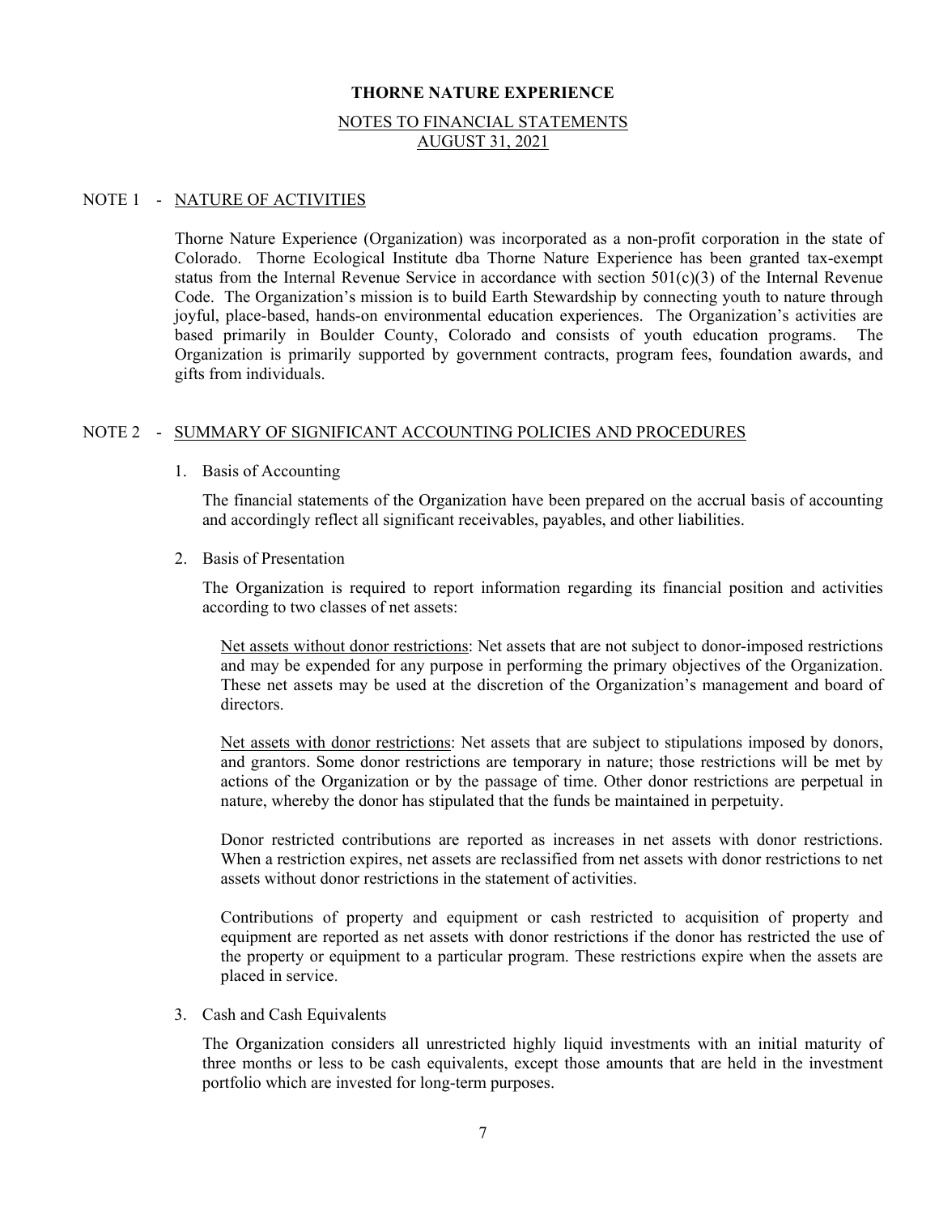# THORNE NATURE EXPERIENCE

## NOTES TO FINANCIAL STATEMENTS
## AUGUST 31, 2021

### NOTE 1 - NATURE OF ACTIVITIES

Thorne Nature Experience (Organization) was incorporated as a non-profit corporation in the state of Colorado. Thorne Ecological Institute dba Thorne Nature Experience has been granted tax-exempt status from the Internal Revenue Service in accordance with section 501(c)(3) of the Internal Revenue Code. The Organization's mission is to build Earth Stewardship by connecting youth to nature through joyful, place-based, hands-on environmental education experiences. The Organization's activities are based primarily in Boulder County, Colorado and consists of youth education programs. The Organization is primarily supported by government contracts, program fees, foundation awards, and gifts from individuals.

### NOTE 2 - SUMMARY OF SIGNIFICANT ACCOUNTING POLICIES AND PROCEDURES

1. Basis of Accounting

   The financial statements of the Organization have been prepared on the accrual basis of accounting and accordingly reflect all significant receivables, payables, and other liabilities.

2. Basis of Presentation

   The Organization is required to report information regarding its financial position and activities according to two classes of net assets:

   Net assets without donor restrictions: Net assets that are not subject to donor-imposed restrictions and may be expended for any purpose in performing the primary objectives of the Organization. These net assets may be used at the discretion of the Organization's management and board of directors.

   Net assets with donor restrictions: Net assets that are subject to stipulations imposed by donors, and grantors. Some donor restrictions are temporary in nature; those restrictions will be met by actions of the Organization or by the passage of time. Other donor restrictions are perpetual in nature, whereby the donor has stipulated that the funds be maintained in perpetuity.

   Donor restricted contributions are reported as increases in net assets with donor restrictions. When a restriction expires, net assets are reclassified from net assets with donor restrictions to net assets without donor restrictions in the statement of activities.

   Contributions of property and equipment or cash restricted to acquisition of property and equipment are reported as net assets with donor restrictions if the donor has restricted the use of the property or equipment to a particular program. These restrictions expire when the assets are placed in service.

3. Cash and Cash Equivalents

   The Organization considers all unrestricted highly liquid investments with an initial maturity of three months or less to be cash equivalents, except those amounts that are held in the investment portfolio which are invested for long-term purposes.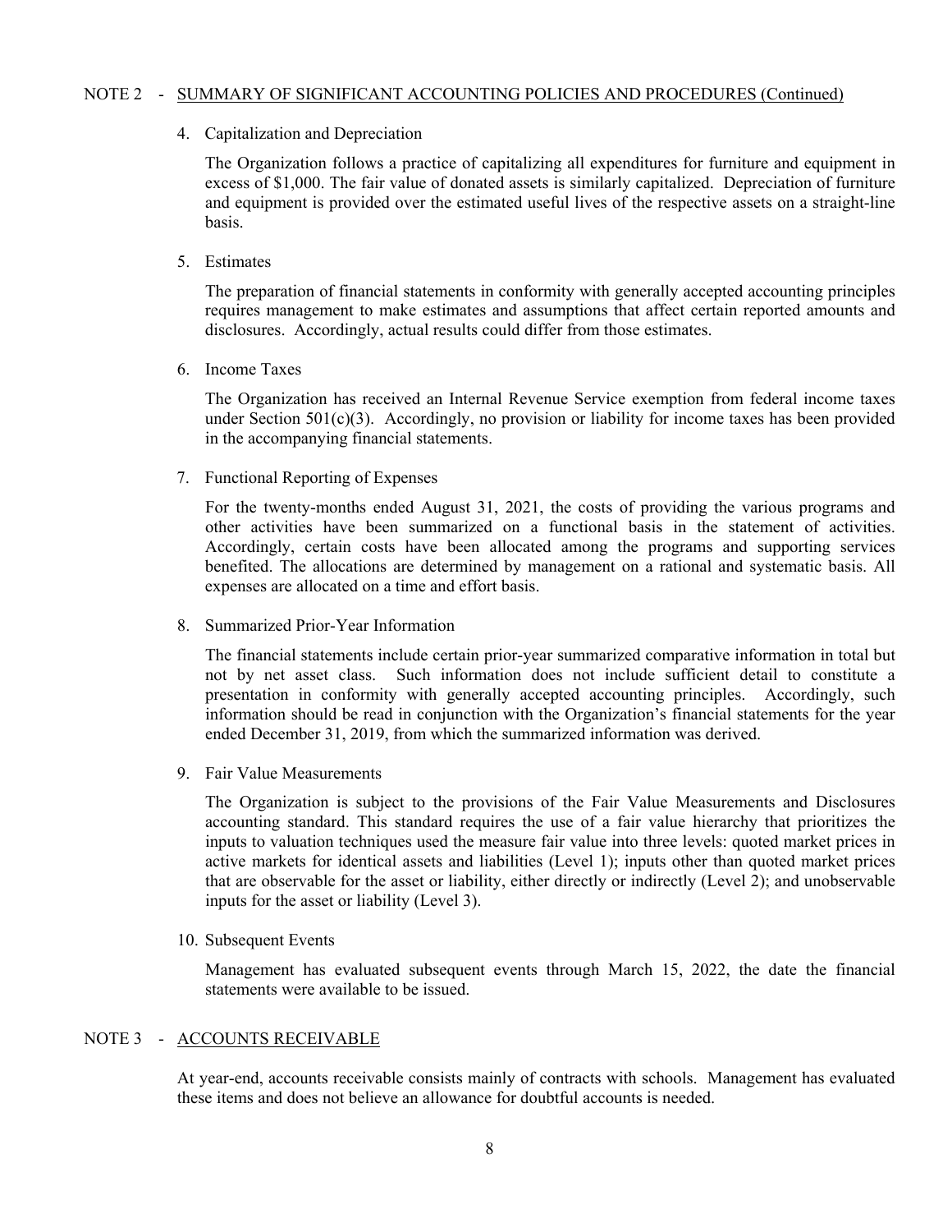## NOTE 2 - SUMMARY OF SIGNIFICANT ACCOUNTING POLICIES AND PROCEDURES (Continued)

### 4. Capitalization and Depreciation

The Organization follows a practice of capitalizing all expenditures for furniture and equipment in excess of $1,000. The fair value of donated assets is similarly capitalized. Depreciation of furniture and equipment is provided over the estimated useful lives of the respective assets on a straight-line basis.

### 5. Estimates

The preparation of financial statements in conformity with generally accepted accounting principles requires management to make estimates and assumptions that affect certain reported amounts and disclosures. Accordingly, actual results could differ from those estimates.

### 6. Income Taxes

The Organization has received an Internal Revenue Service exemption from federal income taxes under Section 501(c)(3). Accordingly, no provision or liability for income taxes has been provided in the accompanying financial statements.

### 7. Functional Reporting of Expenses

For the twenty-months ended August 31, 2021, the costs of providing the various programs and other activities have been summarized on a functional basis in the statement of activities. Accordingly, certain costs have been allocated among the programs and supporting services benefited. The allocations are determined by management on a rational and systematic basis. All expenses are allocated on a time and effort basis.

### 8. Summarized Prior-Year Information

The financial statements include certain prior-year summarized comparative information in total but not by net asset class. Such information does not include sufficient detail to constitute a presentation in conformity with generally accepted accounting principles. Accordingly, such information should be read in conjunction with the Organization's financial statements for the year ended December 31, 2019, from which the summarized information was derived.

### 9. Fair Value Measurements

The Organization is subject to the provisions of the Fair Value Measurements and Disclosures accounting standard. This standard requires the use of a fair value hierarchy that prioritizes the inputs to valuation techniques used the measure fair value into three levels: quoted market prices in active markets for identical assets and liabilities (Level 1); inputs other than quoted market prices that are observable for the asset or liability, either directly or indirectly (Level 2); and unobservable inputs for the asset or liability (Level 3).

### 10. Subsequent Events

Management has evaluated subsequent events through March 15, 2022, the date the financial statements were available to be issued.

## NOTE 3 - ACCOUNTS RECEIVABLE

At year-end, accounts receivable consists mainly of contracts with schools. Management has evaluated these items and does not believe an allowance for doubtful accounts is needed.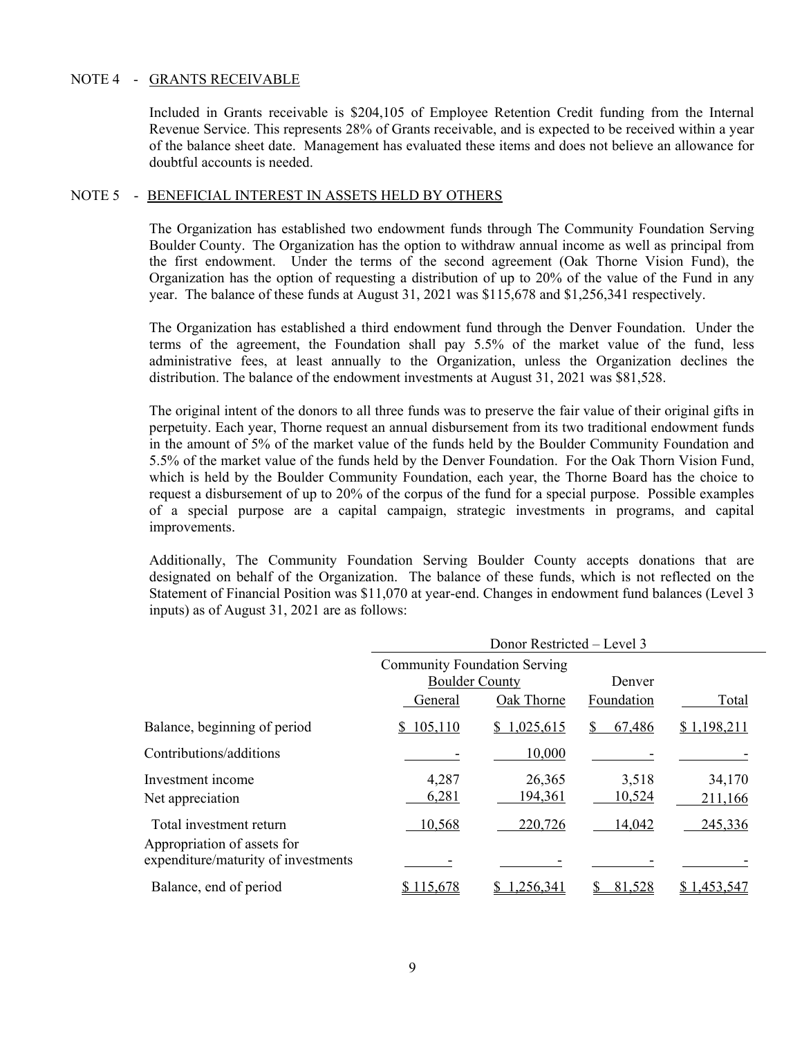## NOTE 4 - GRANTS RECEIVABLE

Included in Grants receivable is $204,105 of Employee Retention Credit funding from the Internal Revenue Service. This represents 28% of Grants receivable, and is expected to be received within a year of the balance sheet date. Management has evaluated these items and does not believe an allowance for doubtful accounts is needed.

## NOTE 5 - BENEFICIAL INTEREST IN ASSETS HELD BY OTHERS

The Organization has established two endowment funds through The Community Foundation Serving Boulder County. The Organization has the option to withdraw annual income as well as principal from the first endowment. Under the terms of the second agreement (Oak Thorne Vision Fund), the Organization has the option of requesting a distribution of up to 20% of the value of the Fund in any year. The balance of these funds at August 31, 2021 was $115,678 and $1,256,341 respectively.

The Organization has established a third endowment fund through the Denver Foundation. Under the terms of the agreement, the Foundation shall pay 5.5% of the market value of the fund, less administrative fees, at least annually to the Organization, unless the Organization declines the distribution. The balance of the endowment investments at August 31, 2021 was $81,528.

The original intent of the donors to all three funds was to preserve the fair value of their original gifts in perpetuity. Each year, Thorne request an annual disbursement from its two traditional endowment funds in the amount of 5% of the market value of the funds held by the Boulder Community Foundation and 5.5% of the market value of the funds held by the Denver Foundation. For the Oak Thorn Vision Fund, which is held by the Boulder Community Foundation, each year, the Thorne Board has the choice to request a disbursement of up to 20% of the corpus of the fund for a special purpose. Possible examples of a special purpose are a capital campaign, strategic investments in programs, and capital improvements.

Additionally, The Community Foundation Serving Boulder County accepts donations that are designated on behalf of the Organization. The balance of these funds, which is not reflected on the Statement of Financial Position was $11,070 at year-end. Changes in endowment fund balances (Level 3 inputs) as of August 31, 2021 are as follows:

| | Donor Restricted – Level 3 | | | |
|---|---|---|---|---|
| | Community Foundation Serving Boulder County | | Denver | |
| | General | Oak Thorne | Foundation | Total |
| Balance, beginning of period | $ 105,110 | $ 1,025,615 | $ 67,486 | $ 1,198,211 |
| Contributions/additions | - | 10,000 | - | - |
| Investment income | 4,287 | 26,365 | 3,518 | 34,170 |
| Net appreciation | 6,281 | 194,361 | 10,524 | 211,166 |
| Total investment return | 10,568 | 220,726 | 14,042 | 245,336 |
| Appropriation of assets for expenditure/maturity of investments | - | - | - | - |
| Balance, end of period | $ 115,678 | $ 1,256,341 | $ 81,528 | $ 1,453,547 |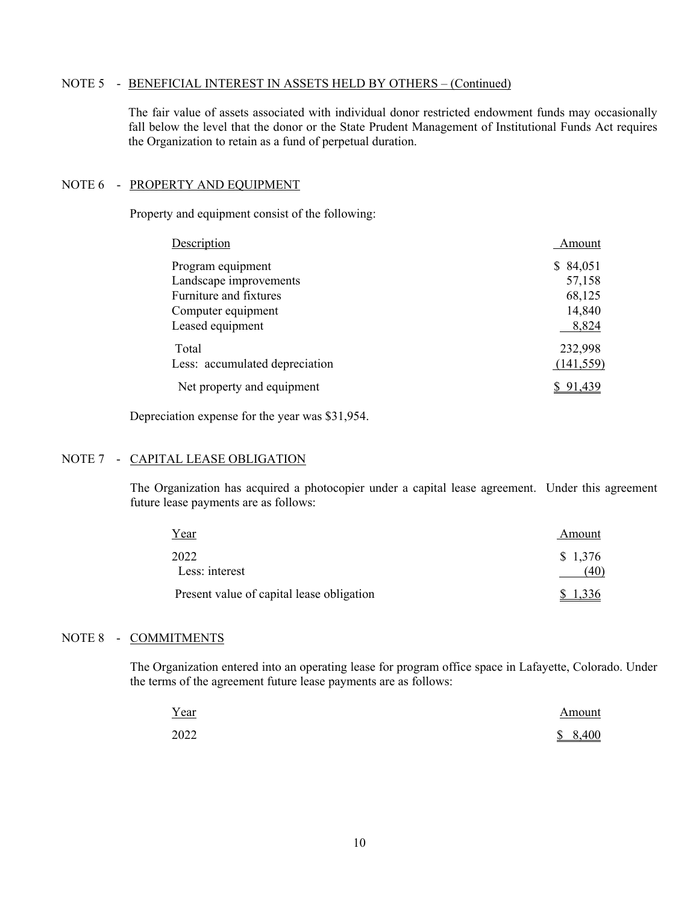## NOTE 5 - BENEFICIAL INTEREST IN ASSETS HELD BY OTHERS – (Continued)

The fair value of assets associated with individual donor restricted endowment funds may occasionally fall below the level that the donor or the State Prudent Management of Institutional Funds Act requires the Organization to retain as a fund of perpetual duration.

## NOTE 6 - PROPERTY AND EQUIPMENT

Property and equipment consist of the following:

| Description | Amount |
|---|---|
| Program equipment | $ 84,051 |
| Landscape improvements | 57,158 |
| Furniture and fixtures | 68,125 |
| Computer equipment | 14,840 |
| Leased equipment | 8,824 |
| Total | 232,998 |
| Less: accumulated depreciation | (141,559) |
| Net property and equipment | $ 91,439 |

Depreciation expense for the year was $31,954.

## NOTE 7 - CAPITAL LEASE OBLIGATION

The Organization has acquired a photocopier under a capital lease agreement. Under this agreement future lease payments are as follows:

| Year | Amount |
|---|---|
| 2022 | $ 1,376 |
| Less: interest | (40) |
| Present value of capital lease obligation | $ 1,336 |

## NOTE 8 - COMMITMENTS

The Organization entered into an operating lease for program office space in Lafayette, Colorado. Under the terms of the agreement future lease payments are as follows:

| Year | Amount |
|---|---|
| 2022 | $ 8,400 |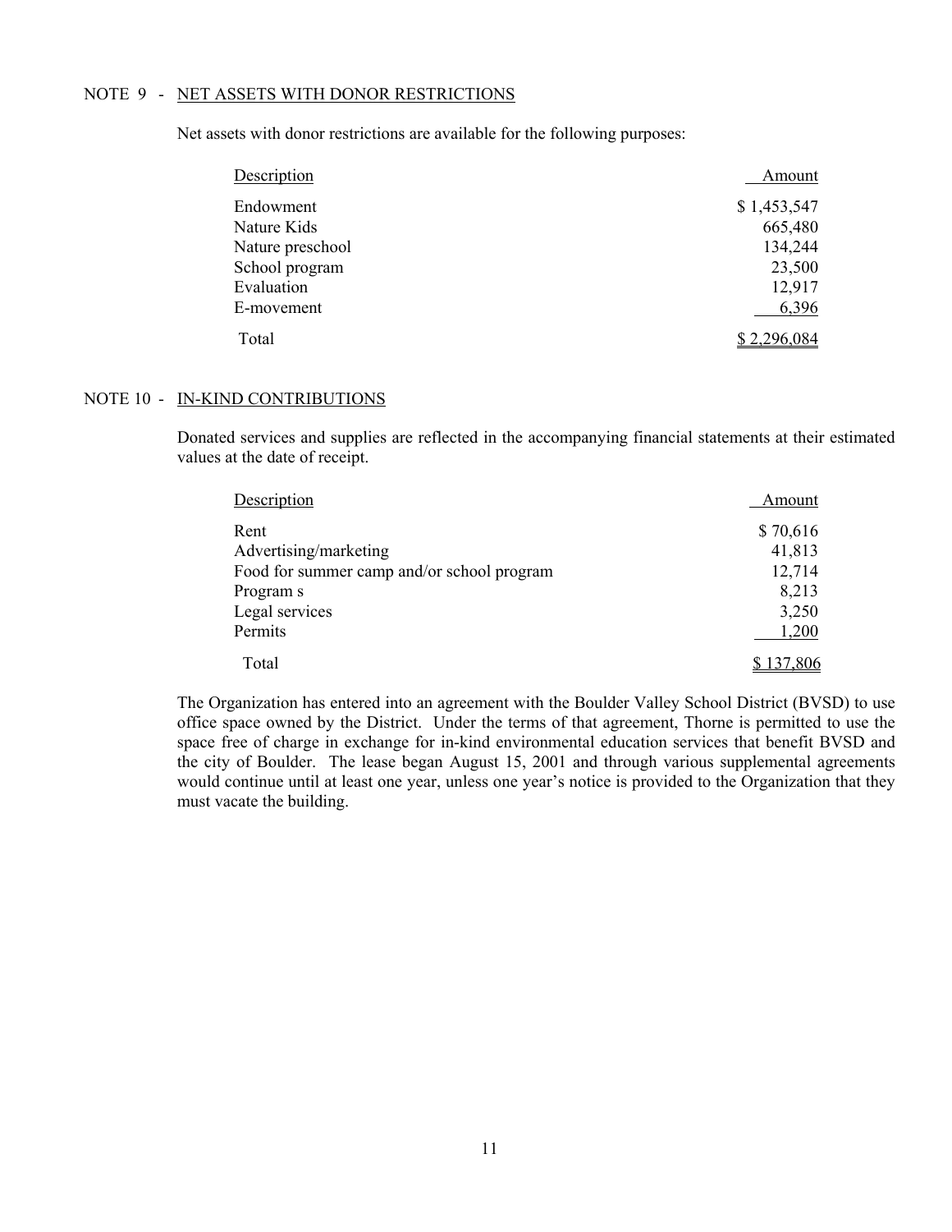## NOTE 9 - NET ASSETS WITH DONOR RESTRICTIONS

Net assets with donor restrictions are available for the following purposes:

| Description | Amount |
|---|---|
| Endowment | $ 1,453,547 |
| Nature Kids | 665,480 |
| Nature preschool | 134,244 |
| School program | 23,500 |
| Evaluation | 12,917 |
| E-movement | 6,396 |
| Total | $ 2,296,084 |

## NOTE 10 - IN-KIND CONTRIBUTIONS

Donated services and supplies are reflected in the accompanying financial statements at their estimated values at the date of receipt.

| Description | Amount |
|---|---|
| Rent | $ 70,616 |
| Advertising/marketing | 41,813 |
| Food for summer camp and/or school program | 12,714 |
| Program s | 8,213 |
| Legal services | 3,250 |
| Permits | 1,200 |
| Total | $ 137,806 |

The Organization has entered into an agreement with the Boulder Valley School District (BVSD) to use office space owned by the District. Under the terms of that agreement, Thorne is permitted to use the space free of charge in exchange for in-kind environmental education services that benefit BVSD and the city of Boulder. The lease began August 15, 2001 and through various supplemental agreements would continue until at least one year, unless one year's notice is provided to the Organization that they must vacate the building.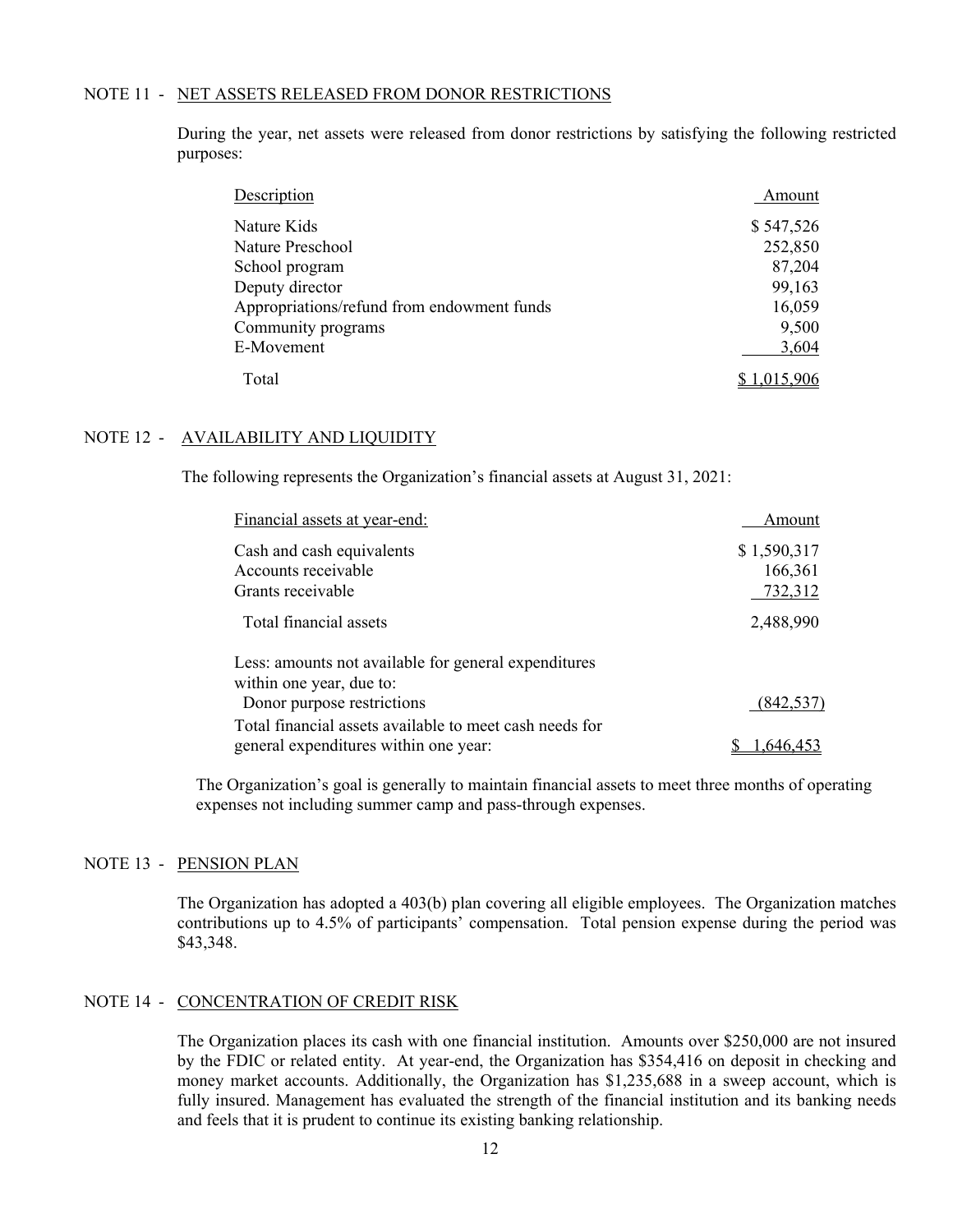## NOTE 11 - NET ASSETS RELEASED FROM DONOR RESTRICTIONS

During the year, net assets were released from donor restrictions by satisfying the following restricted purposes:

| Description | Amount |
|---|---|
| Nature Kids | $ 547,526 |
| Nature Preschool | 252,850 |
| School program | 87,204 |
| Deputy director | 99,163 |
| Appropriations/refund from endowment funds | 16,059 |
| Community programs | 9,500 |
| E-Movement | 3,604 |
| Total | $ 1,015,906 |

## NOTE 12 - AVAILABILITY AND LIQUIDITY

The following represents the Organization's financial assets at August 31, 2021:

| Financial assets at year-end: | Amount |
|---|---|
| Cash and cash equivalents | $ 1,590,317 |
| Accounts receivable | 166,361 |
| Grants receivable | 732,312 |
| Total financial assets | 2,488,990 |
| Less: amounts not available for general expenditures within one year, due to: | |
| Donor purpose restrictions | (842,537) |
| Total financial assets available to meet cash needs for general expenditures within one year: | $ 1,646,453 |

The Organization's goal is generally to maintain financial assets to meet three months of operating expenses not including summer camp and pass-through expenses.

## NOTE 13 - PENSION PLAN

The Organization has adopted a 403(b) plan covering all eligible employees. The Organization matches contributions up to 4.5% of participants' compensation. Total pension expense during the period was $43,348.

## NOTE 14 - CONCENTRATION OF CREDIT RISK

The Organization places its cash with one financial institution. Amounts over $250,000 are not insured by the FDIC or related entity. At year-end, the Organization has $354,416 on deposit in checking and money market accounts. Additionally, the Organization has $1,235,688 in a sweep account, which is fully insured. Management has evaluated the strength of the financial institution and its banking needs and feels that it is prudent to continue its existing banking relationship.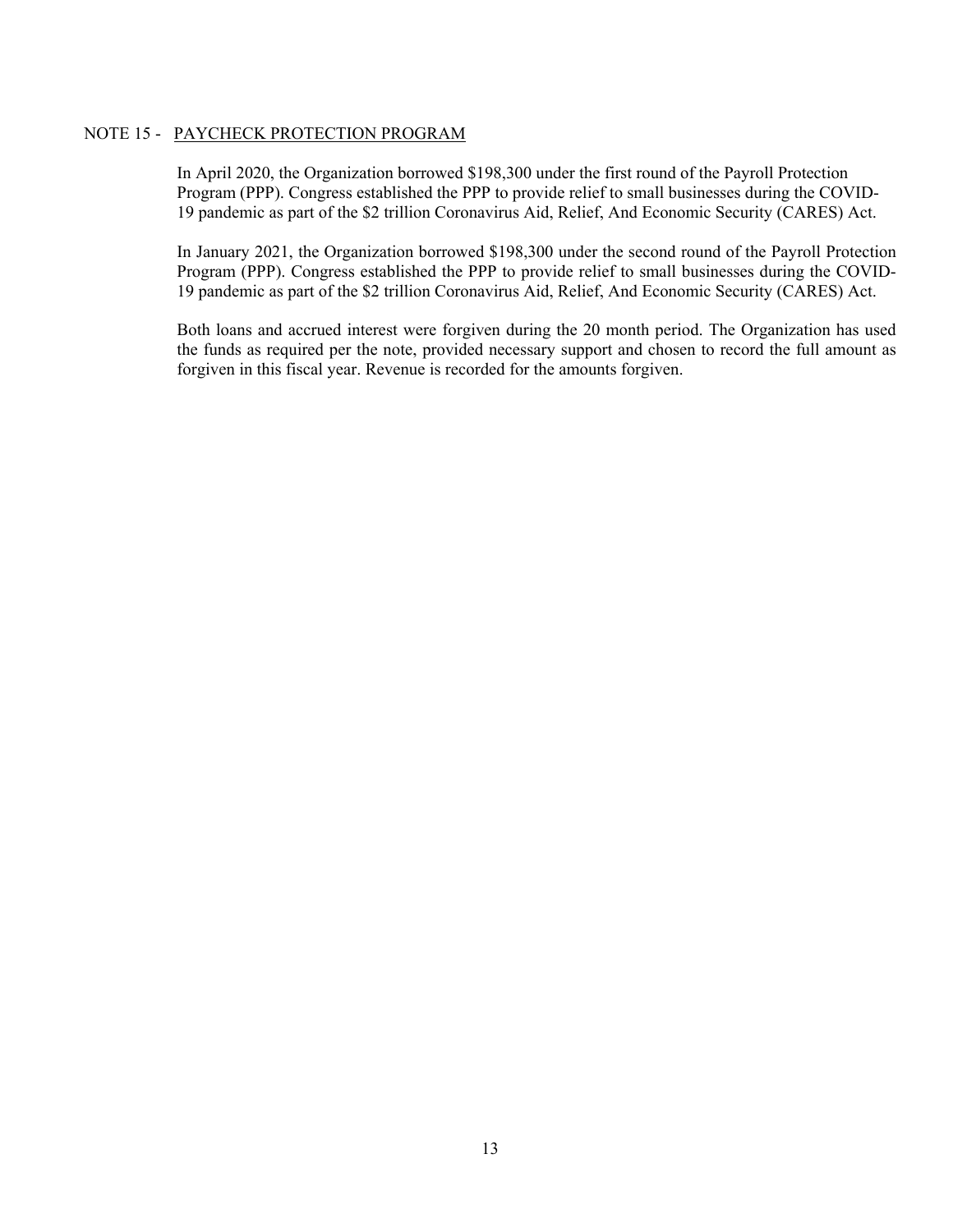## NOTE 15 - PAYCHECK PROTECTION PROGRAM

In April 2020, the Organization borrowed $198,300 under the first round of the Payroll Protection Program (PPP). Congress established the PPP to provide relief to small businesses during the COVID-19 pandemic as part of the $2 trillion Coronavirus Aid, Relief, And Economic Security (CARES) Act.

In January 2021, the Organization borrowed $198,300 under the second round of the Payroll Protection Program (PPP). Congress established the PPP to provide relief to small businesses during the COVID-19 pandemic as part of the $2 trillion Coronavirus Aid, Relief, And Economic Security (CARES) Act.

Both loans and accrued interest were forgiven during the 20 month period. The Organization has used the funds as required per the note, provided necessary support and chosen to record the full amount as forgiven in this fiscal year. Revenue is recorded for the amounts forgiven.